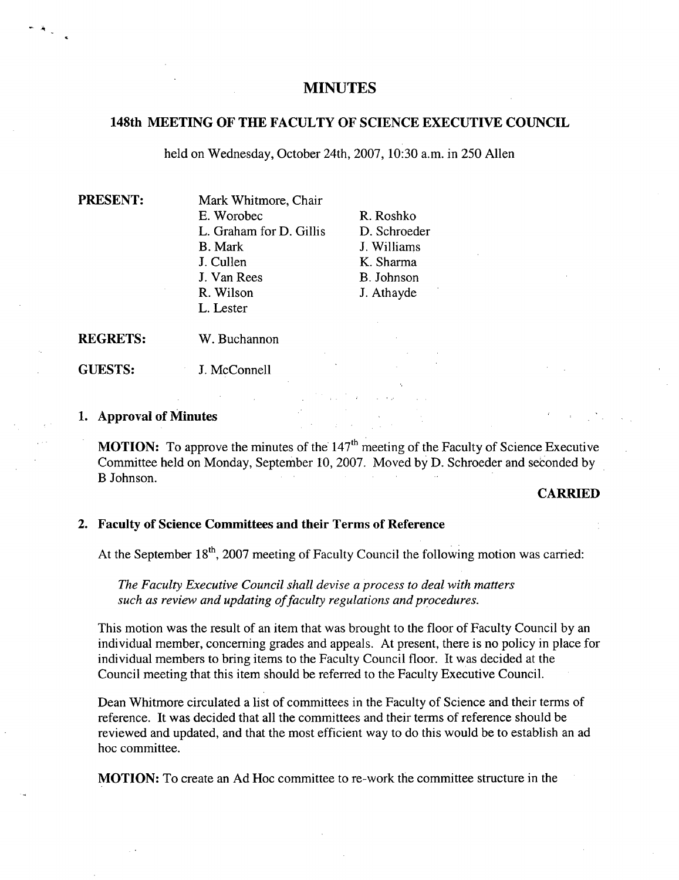# MINUTES

## 148th MEETING OF THE FACULTY OF SCIENCE EXECUTIVE COUNCIL

held on Wednesday, October 24th, 2007, 10:30 a.m. in 250 Allen

**PRESENT:**

Mark Whitmore, Chair
E. Worobec
L. Graham for D. Gillis
B. Mark
J. Cullen
J. Van Rees
R. Wilson
L. Lester
R. Roshko
D. Schroeder
J. Williams
K. Sharma
B. Johnson
J. Athayde

**REGRETS:** W. Buchannon

**GUESTS:** J. McConnell

### 1. Approval of Minutes

**MOTION:** To approve the minutes of the 147th meeting of the Faculty of Science Executive Committee held on Monday, September 10, 2007. Moved by D. Schroeder and seconded by B Johnson.

**CARRIED**

### 2. Faculty of Science Committees and their Terms of Reference

At the September 18th, 2007 meeting of Faculty Council the following motion was carried:

*The Faculty Executive Council shall devise a process to deal with matters such as review and updating of faculty regulations and procedures.*

This motion was the result of an item that was brought to the floor of Faculty Council by an individual member, concerning grades and appeals. At present, there is no policy in place for individual members to bring items to the Faculty Council floor. It was decided at the Council meeting that this item should be referred to the Faculty Executive Council.

Dean Whitmore circulated a list of committees in the Faculty of Science and their terms of reference. It was decided that all the committees and their terms of reference should be reviewed and updated, and that the most efficient way to do this would be to establish an ad hoc committee.

**MOTION:** To create an Ad Hoc committee to re-work the committee structure in the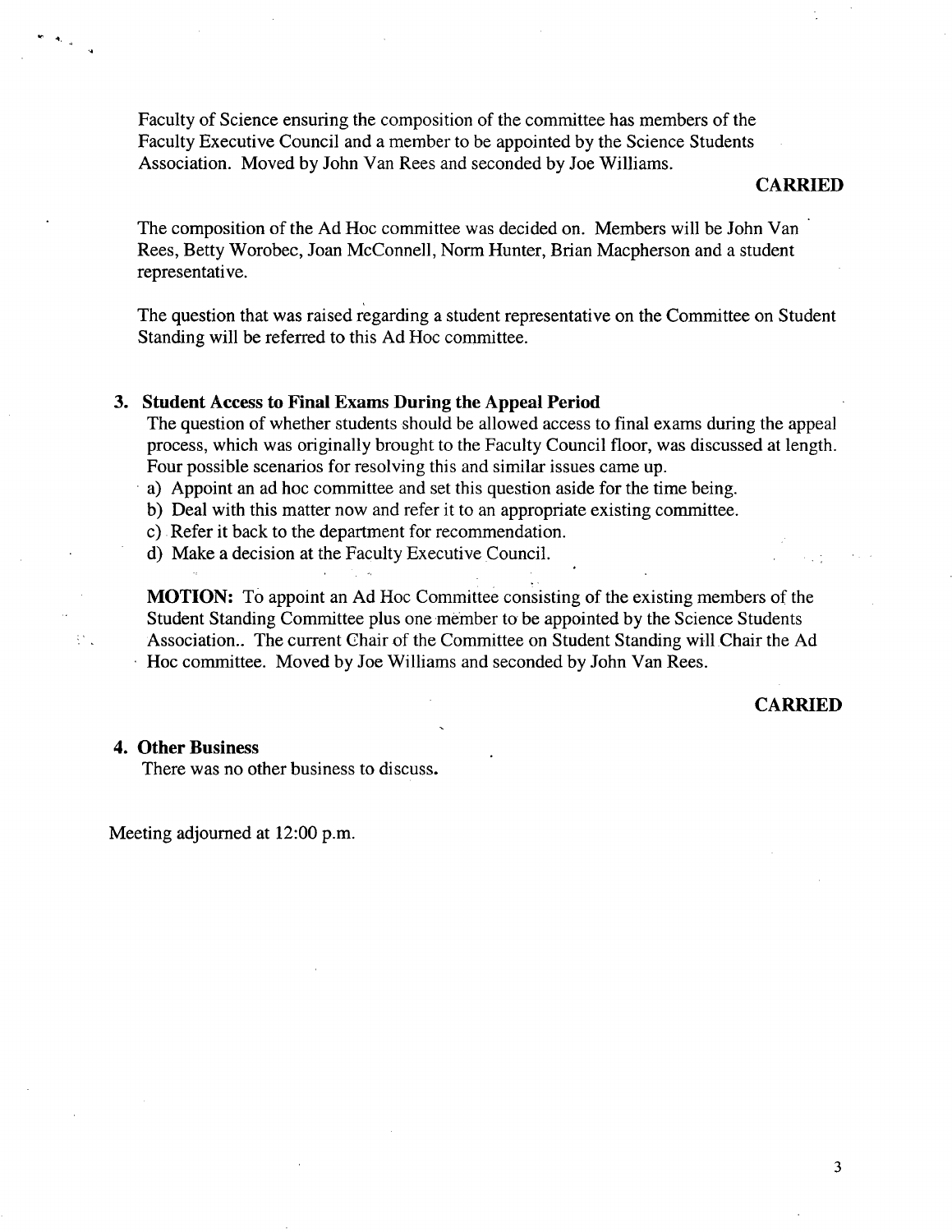Faculty of Science ensuring the composition of the committee has members of the Faculty Executive Council and a member to be appointed by the Science Students Association. Moved by John Van Rees and seconded by Joe Williams.

**CARRIED**

The composition of the Ad Hoc committee was decided on. Members will be John Van Rees, Betty Worobec, Joan McConnell, Norm Hunter, Brian Macpherson and a student representative.

The question that was raised regarding a student representative on the Committee on Student Standing will be referred to this Ad Hoc committee.

**3. Student Access to Final Exams During the Appeal Period**

The question of whether students should be allowed access to final exams during the appeal process, which was originally brought to the Faculty Council floor, was discussed at length. Four possible scenarios for resolving this and similar issues came up.

a) Appoint an ad hoc committee and set this question aside for the time being.
b) Deal with this matter now and refer it to an appropriate existing committee.
c) Refer it back to the department for recommendation.
d) Make a decision at the Faculty Executive Council.

**MOTION:** To appoint an Ad Hoc Committee consisting of the existing members of the Student Standing Committee plus one member to be appointed by the Science Students Association.. The current Chair of the Committee on Student Standing will Chair the Ad Hoc committee. Moved by Joe Williams and seconded by John Van Rees.

**CARRIED**

**4. Other Business**

There was no other business to discuss.

Meeting adjourned at 12:00 p.m.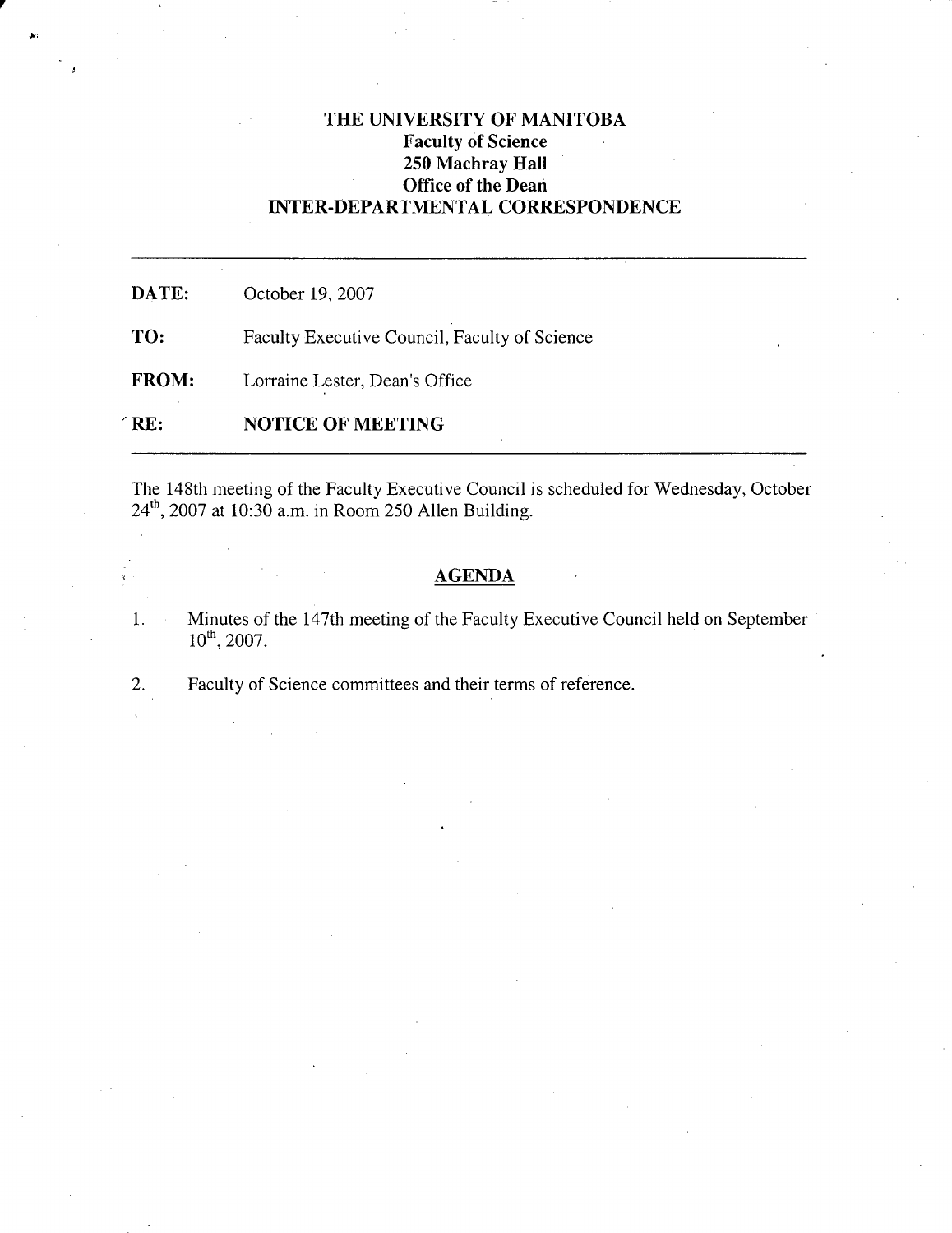**THE UNIVERSITY OF MANITOBA**
**Faculty of Science**
**250 Machray Hall**
**Office of the Dean**
**INTER-DEPARTMENTAL CORRESPONDENCE**

---

**DATE:** October 19, 2007

**TO:** Faculty Executive Council, Faculty of Science

**FROM:** Lorraine Lester, Dean's Office

**RE:** **NOTICE OF MEETING**

---

The 148th meeting of the Faculty Executive Council is scheduled for Wednesday, October 24th, 2007 at 10:30 a.m. in Room 250 Allen Building.

## AGENDA

1. Minutes of the 147th meeting of the Faculty Executive Council held on September 10th, 2007.

2. Faculty of Science committees and their terms of reference.